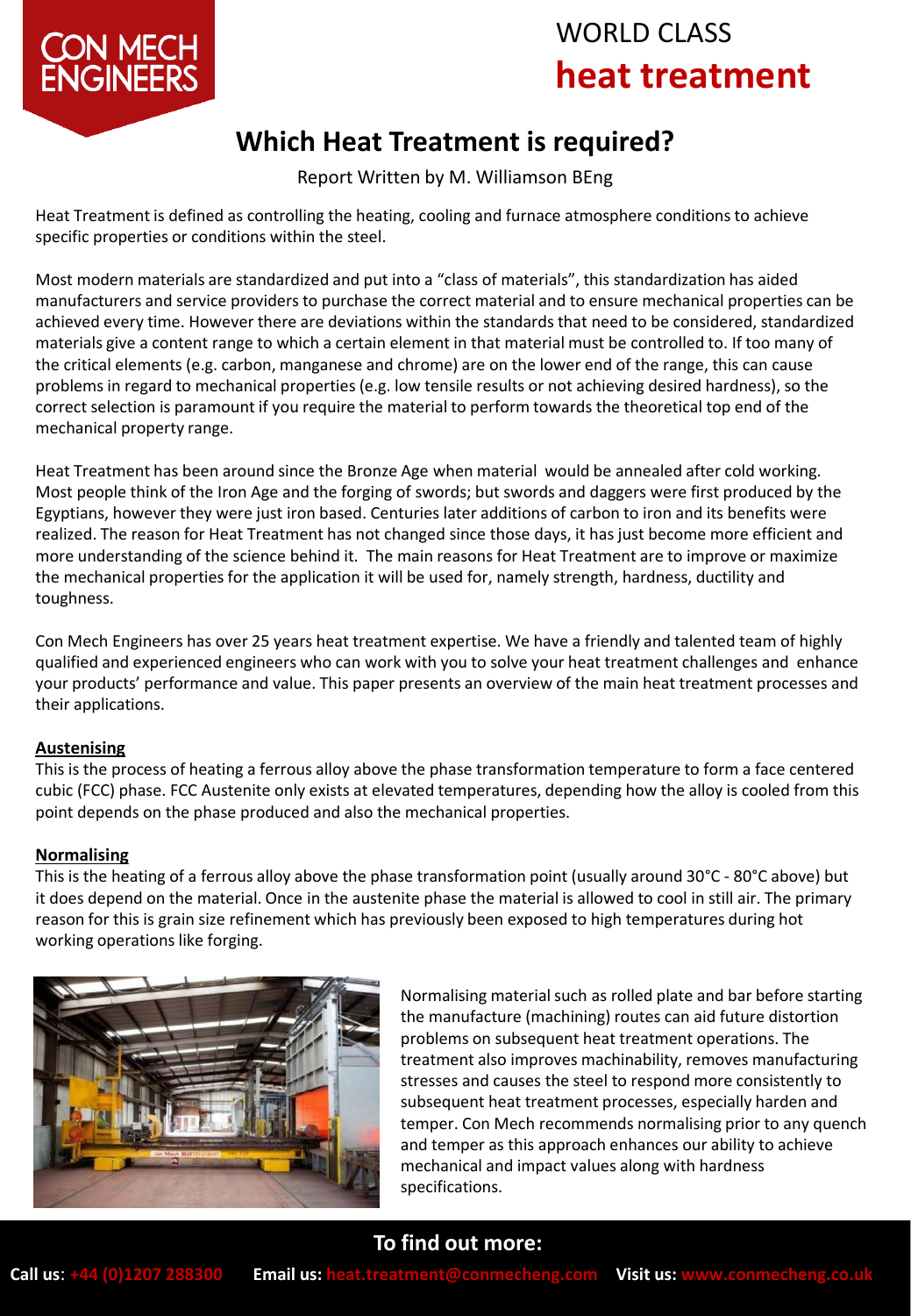# WORLD CLASS heat treatment

## Which Heat Treatment is required?

Report Written by M. Williamson BEng

Heat Treatment is defined as controlling the heating, cooling and furnace atmosphere conditions to achieve specific properties or conditions within the steel.

Most modern materials are standardized and put into a "class of materials", this standardization has aided manufacturers and service providers to purchase the correct material and to ensure mechanical properties can be achieved every time. However there are deviations within the standards that need to be considered, standardized materials give a content range to which a certain element in that material must be controlled to. If too many of the critical elements (e.g. carbon, manganese and chrome) are on the lower end of the range, this can cause problems in regard to mechanical properties (e.g. low tensile results or not achieving desired hardness), so the correct selection is paramount if you require the material to perform towards the theoretical top end of the mechanical property range.

Heat Treatment has been around since the Bronze Age when material would be annealed after cold working. Most people think of the Iron Age and the forging of swords; but swords and daggers were first produced by the Egyptians, however they were just iron based. Centuries later additions of carbon to iron and its benefits were realized. The reason for Heat Treatment has not changed since those days, it has just become more efficient and more understanding of the science behind it. The main reasons for Heat Treatment are to improve or maximize the mechanical properties for the application it will be used for, namely strength, hardness, ductility and toughness.

Con Mech Engineers has over 25 years heat treatment expertise. We have a friendly and talented team of highly qualified and experienced engineers who can work with you to solve your heat treatment challenges and enhance your products' performance and value. This paper presents an overview of the main heat treatment processes and their applications.

### Austenising

This is the process of heating a ferrous alloy above the phase transformation temperature to form a face centered cubic (FCC) phase. FCC Austenite only exists at elevated temperatures, depending how the alloy is cooled from this point depends on the phase produced and also the mechanical properties.

### Normalising

This is the heating of a ferrous alloy above the phase transformation point (usually around 30°C - 80°C above) but it does depend on the material. Once in the austenite phase the material is allowed to cool in still air. The primary reason for this is grain size refinement which has previously been exposed to high temperatures during hot working operations like forging.

Normalising material such as rolled plate and bar before starting the manufacture (machining) routes can aid future distortion problems on subsequent heat treatment operations. The treatment also improves machinability, removes manufacturing stresses and causes the steel to respond more consistently to subsequent heat treatment processes, especially harden and temper. Con Mech recommends normalising prior to any quench and temper as this approach enhances our ability to achieve mechanical and impact values along with hardness specifications.

**To find out more:**

**Call us:** +44 (0)1207 288300 **Email us:** heat.treatment@conmecheng.com **Visit us:** www.conmecheng.co.uk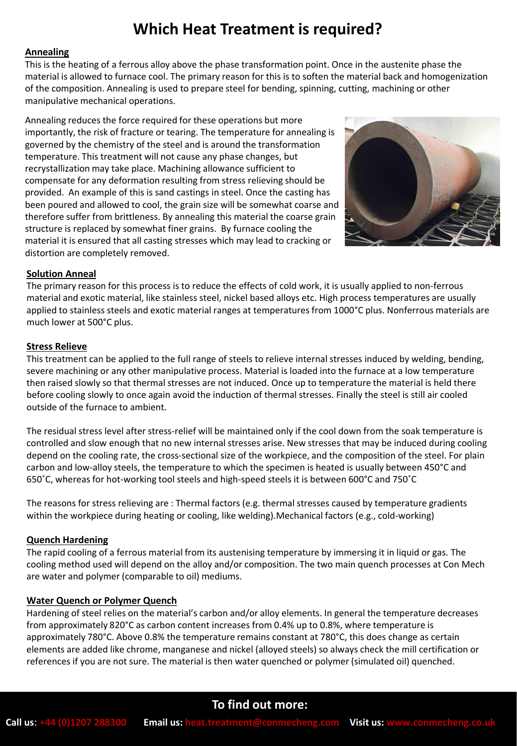# Which Heat Treatment is required?

**Annealing**

This is the heating of a ferrous alloy above the phase transformation point. Once in the austenite phase the material is allowed to furnace cool. The primary reason for this is to soften the material back and homogenization of the composition. Annealing is used to prepare steel for bending, spinning, cutting, machining or other manipulative mechanical operations.

Annealing reduces the force required for these operations but more importantly, the risk of fracture or tearing. The temperature for annealing is governed by the chemistry of the steel and is around the transformation temperature. This treatment will not cause any phase changes, but recrystallization may take place. Machining allowance sufficient to compensate for any deformation resulting from stress relieving should be provided. An example of this is sand castings in steel. Once the casting has been poured and allowed to cool, the grain size will be somewhat coarse and therefore suffer from brittleness. By annealing this material the coarse grain structure is replaced by somewhat finer grains. By furnace cooling the material it is ensured that all casting stresses which may lead to cracking or distortion are completely removed.

**Solution Anneal**

The primary reason for this process is to reduce the effects of cold work, it is usually applied to non-ferrous material and exotic material, like stainless steel, nickel based alloys etc. High process temperatures are usually applied to stainless steels and exotic material ranges at temperatures from 1000°C plus. Nonferrous materials are much lower at 500°C plus.

**Stress Relieve**

This treatment can be applied to the full range of steels to relieve internal stresses induced by welding, bending, severe machining or any other manipulative process. Material is loaded into the furnace at a low temperature then raised slowly so that thermal stresses are not induced. Once up to temperature the material is held there before cooling slowly to once again avoid the induction of thermal stresses. Finally the steel is still air cooled outside of the furnace to ambient.

The residual stress level after stress-relief will be maintained only if the cool down from the soak temperature is controlled and slow enough that no new internal stresses arise. New stresses that may be induced during cooling depend on the cooling rate, the cross-sectional size of the workpiece, and the composition of the steel. For plain carbon and low-alloy steels, the temperature to which the specimen is heated is usually between 450°C and 650˚C, whereas for hot-working tool steels and high-speed steels it is between 600˚C and 750˚C

The reasons for stress relieving are : Thermal factors (e.g. thermal stresses caused by temperature gradients within the workpiece during heating or cooling, like welding).Mechanical factors (e.g., cold-working)

**Quench Hardening**

The rapid cooling of a ferrous material from its austenising temperature by immersing it in liquid or gas. The cooling method used will depend on the alloy and/or composition. The two main quench processes at Con Mech are water and polymer (comparable to oil) mediums.

**Water Quench or Polymer Quench**

Hardening of steel relies on the material's carbon and/or alloy elements. In general the temperature decreases from approximately 820°C as carbon content increases from 0.4% up to 0.8%, where temperature is approximately 780°C. Above 0.8% the temperature remains constant at 780°C, this does change as certain elements are added like chrome, manganese and nickel (alloyed steels) so always check the mill certification or references if you are not sure. The material is then water quenched or polymer (simulated oil) quenched.

**To find out more:**

**Call us**: +44 (0)1207 288300 **Email us:** heat.treatment@conmecheng.com **Visit us:** www.conmecheng.co.uk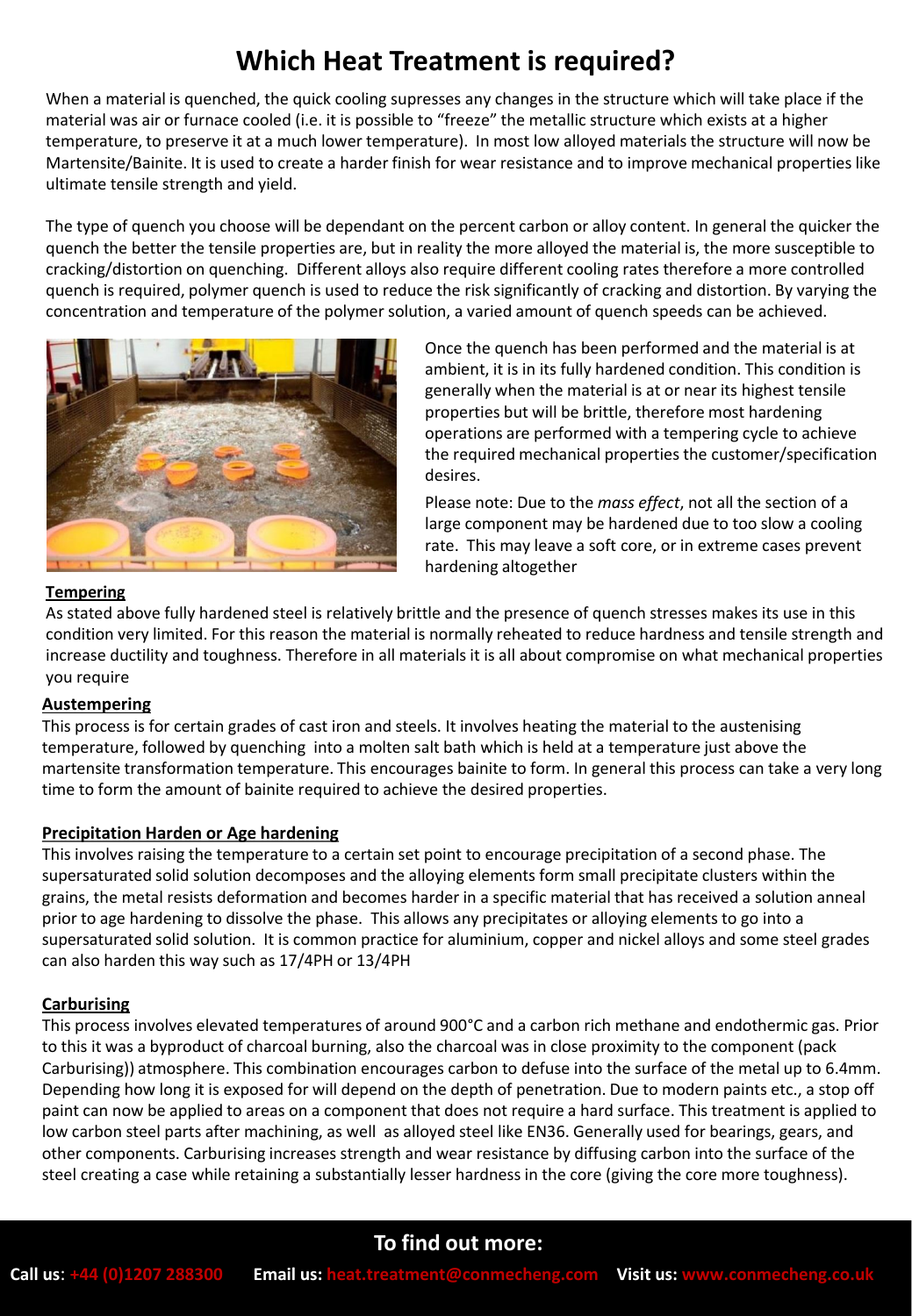# Which Heat Treatment is required?

When a material is quenched, the quick cooling supresses any changes in the structure which will take place if the material was air or furnace cooled (i.e. it is possible to "freeze" the metallic structure which exists at a higher temperature, to preserve it at a much lower temperature). In most low alloyed materials the structure will now be Martensite/Bainite. It is used to create a harder finish for wear resistance and to improve mechanical properties like ultimate tensile strength and yield.

The type of quench you choose will be dependant on the percent carbon or alloy content. In general the quicker the quench the better the tensile properties are, but in reality the more alloyed the material is, the more susceptible to cracking/distortion on quenching. Different alloys also require different cooling rates therefore a more controlled quench is required, polymer quench is used to reduce the risk significantly of cracking and distortion. By varying the concentration and temperature of the polymer solution, a varied amount of quench speeds can be achieved.

Once the quench has been performed and the material is at ambient, it is in its fully hardened condition. This condition is generally when the material is at or near its highest tensile properties but will be brittle, therefore most hardening operations are performed with a tempering cycle to achieve the required mechanical properties the customer/specification desires.

Please note: Due to the *mass effect*, not all the section of a large component may be hardened due to too slow a cooling rate. This may leave a soft core, or in extreme cases prevent hardening altogether

## Tempering

As stated above fully hardened steel is relatively brittle and the presence of quench stresses makes its use in this condition very limited. For this reason the material is normally reheated to reduce hardness and tensile strength and increase ductility and toughness. Therefore in all materials it is all about compromise on what mechanical properties you require

## Austempering

This process is for certain grades of cast iron and steels. It involves heating the material to the austenising temperature, followed by quenching into a molten salt bath which is held at a temperature just above the martensite transformation temperature. This encourages bainite to form. In general this process can take a very long time to form the amount of bainite required to achieve the desired properties.

## Precipitation Harden or Age hardening

This involves raising the temperature to a certain set point to encourage precipitation of a second phase. The supersaturated solid solution decomposes and the alloying elements form small precipitate clusters within the grains, the metal resists deformation and becomes harder in a specific material that has received a solution anneal prior to age hardening to dissolve the phase. This allows any precipitates or alloying elements to go into a supersaturated solid solution. It is common practice for aluminium, copper and nickel alloys and some steel grades can also harden this way such as 17/4PH or 13/4PH

## Carburising

This process involves elevated temperatures of around 900°C and a carbon rich methane and endothermic gas. Prior to this it was a byproduct of charcoal burning, also the charcoal was in close proximity to the component (pack Carburising)) atmosphere. This combination encourages carbon to defuse into the surface of the metal up to 6.4mm. Depending how long it is exposed for will depend on the depth of penetration. Due to modern paints etc., a stop off paint can now be applied to areas on a component that does not require a hard surface. This treatment is applied to low carbon steel parts after machining, as well as alloyed steel like EN36. Generally used for bearings, gears, and other components. Carburising increases strength and wear resistance by diffusing carbon into the surface of the steel creating a case while retaining a substantially lesser hardness in the core (giving the core more toughness).

**To find out more:**

**Call us**: +44 (0)1207 288300 **Email us:** heat.treatment@conmecheng.com **Visit us:** www.conmecheng.co.uk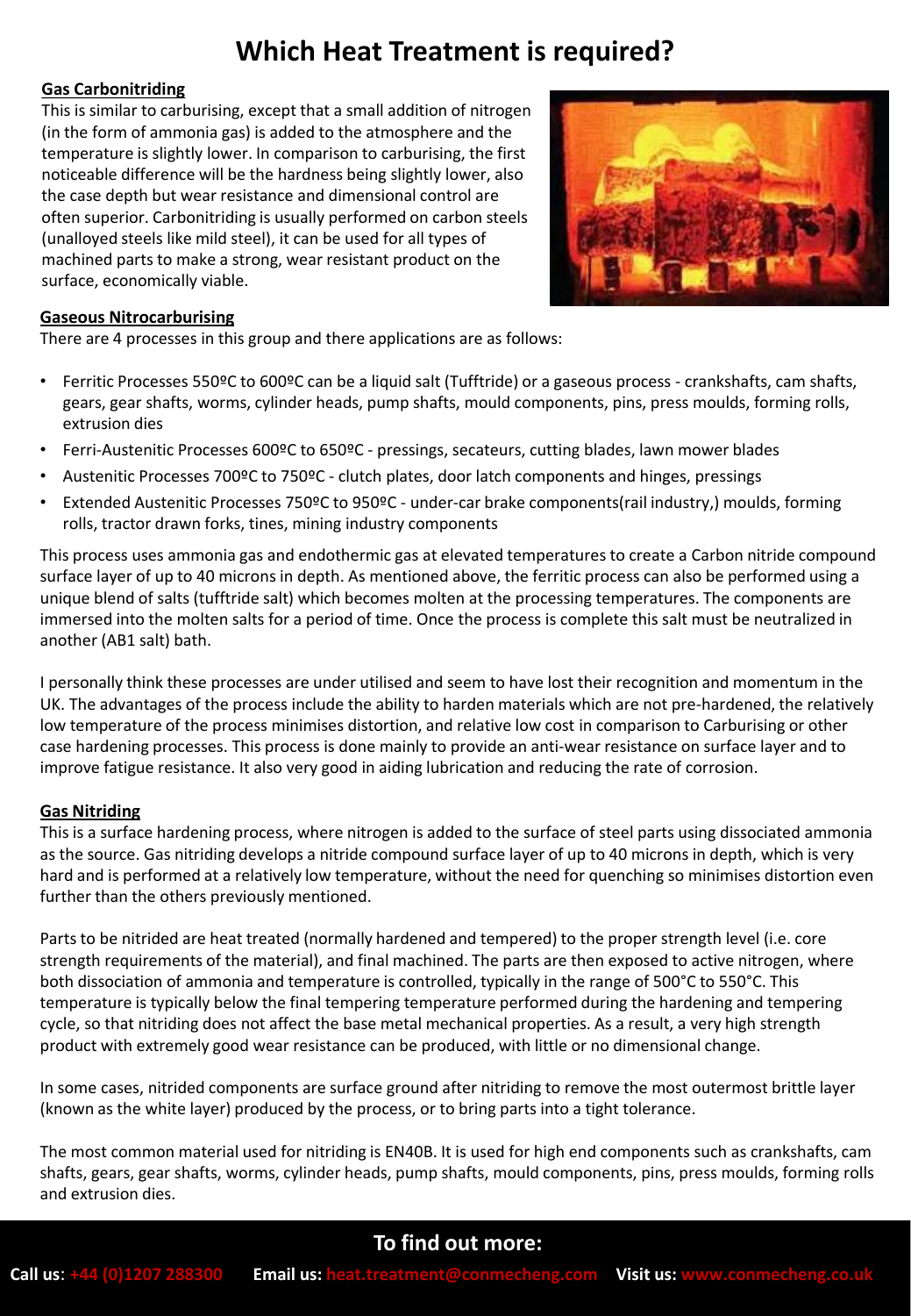# Which Heat Treatment is required?

**Gas Carbonitriding**

This is similar to carburising, except that a small addition of nitrogen (in the form of ammonia gas) is added to the atmosphere and the temperature is slightly lower. In comparison to carburising, the first noticeable difference will be the hardness being slightly lower, also the case depth but wear resistance and dimensional control are often superior. Carbonitriding is usually performed on carbon steels (unalloyed steels like mild steel), it can be used for all types of machined parts to make a strong, wear resistant product on the surface, economically viable.

**Gaseous Nitrocarburising**

There are 4 processes in this group and there applications are as follows:

- Ferritic Processes 550ºC to 600ºC can be a liquid salt (Tufftride) or a gaseous process - crankshafts, cam shafts, gears, gear shafts, worms, cylinder heads, pump shafts, mould components, pins, press moulds, forming rolls, extrusion dies
- Ferri-Austenitic Processes 600ºC to 650ºC - pressings, secateurs, cutting blades, lawn mower blades
- Austenitic Processes 700ºC to 750ºC - clutch plates, door latch components and hinges, pressings
- Extended Austenitic Processes 750ºC to 950ºC - under-car brake components(rail industry,) moulds, forming rolls, tractor drawn forks, tines, mining industry components

This process uses ammonia gas and endothermic gas at elevated temperatures to create a Carbon nitride compound surface layer of up to 40 microns in depth. As mentioned above, the ferritic process can also be performed using a unique blend of salts (tufftride salt) which becomes molten at the processing temperatures. The components are immersed into the molten salts for a period of time. Once the process is complete this salt must be neutralized in another (AB1 salt) bath.

I personally think these processes are under utilised and seem to have lost their recognition and momentum in the UK. The advantages of the process include the ability to harden materials which are not pre-hardened, the relatively low temperature of the process minimises distortion, and relative low cost in comparison to Carburising or other case hardening processes. This process is done mainly to provide an anti-wear resistance on surface layer and to improve fatigue resistance. It also very good in aiding lubrication and reducing the rate of corrosion.

**Gas Nitriding**

This is a surface hardening process, where nitrogen is added to the surface of steel parts using dissociated ammonia as the source. Gas nitriding develops a nitride compound surface layer of up to 40 microns in depth, which is very hard and is performed at a relatively low temperature, without the need for quenching so minimises distortion even further than the others previously mentioned.

Parts to be nitrided are heat treated (normally hardened and tempered) to the proper strength level (i.e. core strength requirements of the material), and final machined. The parts are then exposed to active nitrogen, where both dissociation of ammonia and temperature is controlled, typically in the range of 500°C to 550°C. This temperature is typically below the final tempering temperature performed during the hardening and tempering cycle, so that nitriding does not affect the base metal mechanical properties. As a result, a very high strength product with extremely good wear resistance can be produced, with little or no dimensional change.

In some cases, nitrided components are surface ground after nitriding to remove the most outermost brittle layer (known as the white layer) produced by the process, or to bring parts into a tight tolerance.

The most common material used for nitriding is EN40B. It is used for high end components such as crankshafts, cam shafts, gears, gear shafts, worms, cylinder heads, pump shafts, mould components, pins, press moulds, forming rolls and extrusion dies.

## To find out more:

**Call us**: +44 (0)1207 288300 **Email us:** heat.treatment@conmecheng.com **Visit us:** www.conmecheng.co.uk